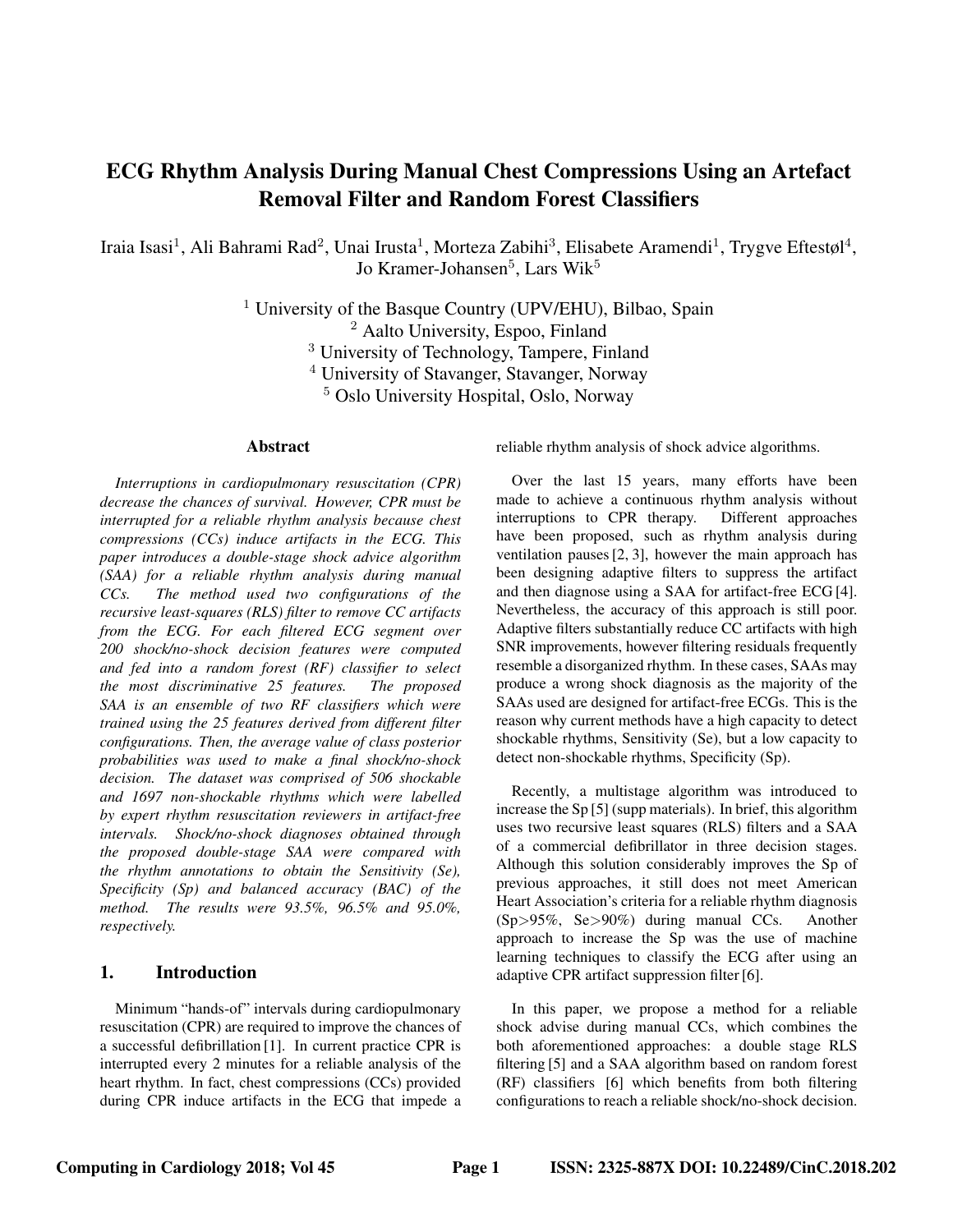# ECG Rhythm Analysis During Manual Chest Compressions Using an Artefact Removal Filter and Random Forest Classifiers

Iraia Isasi[1], Ali Bahrami Rad[2], Unai Irusta[1], Morteza Zabihi[3], Elisabete Aramendi[1], Trygve Eftestøl[4], Jo Kramer-Johansen[5], Lars Wik[5]

[1] University of the Basque Country (UPV/EHU), Bilbao, Spain
[2] Aalto University, Espoo, Finland
[3] University of Technology, Tampere, Finland
[4] University of Stavanger, Stavanger, Norway
[5] Oslo University Hospital, Oslo, Norway

## Abstract

*Interruptions in cardiopulmonary resuscitation (CPR) decrease the chances of survival. However, CPR must be interrupted for a reliable rhythm analysis because chest compressions (CCs) induce artifacts in the ECG. This paper introduces a double-stage shock advice algorithm (SAA) for a reliable rhythm analysis during manual CCs. The method used two configurations of the recursive least-squares (RLS) filter to remove CC artifacts from the ECG. For each filtered ECG segment over 200 shock/no-shock decision features were computed and fed into a random forest (RF) classifier to select the most discriminative 25 features. The proposed SAA is an ensemble of two RF classifiers which were trained using the 25 features derived from different filter configurations. Then, the average value of class posterior probabilities was used to make a final shock/no-shock decision. The dataset was comprised of 506 shockable and 1697 non-shockable rhythms which were labelled by expert rhythm resuscitation reviewers in artifact-free intervals. Shock/no-shock diagnoses obtained through the proposed double-stage SAA were compared with the rhythm annotations to obtain the Sensitivity (Se), Specificity (Sp) and balanced accuracy (BAC) of the method. The results were 93.5%, 96.5% and 95.0%, respectively.*

## 1. Introduction

Minimum "hands-of" intervals during cardiopulmonary resuscitation (CPR) are required to improve the chances of a successful defibrillation [1]. In current practice CPR is interrupted every 2 minutes for a reliable analysis of the heart rhythm. In fact, chest compressions (CCs) provided during CPR induce artifacts in the ECG that impede a reliable rhythm analysis of shock advice algorithms.

Over the last 15 years, many efforts have been made to achieve a continuous rhythm analysis without interruptions to CPR therapy. Different approaches have been proposed, such as rhythm analysis during ventilation pauses [2, 3], however the main approach has been designing adaptive filters to suppress the artifact and then diagnose using a SAA for artifact-free ECG [4]. Nevertheless, the accuracy of this approach is still poor. Adaptive filters substantially reduce CC artifacts with high SNR improvements, however filtering residuals frequently resemble a disorganized rhythm. In these cases, SAAs may produce a wrong shock diagnosis as the majority of the SAAs used are designed for artifact-free ECGs. This is the reason why current methods have a high capacity to detect shockable rhythms, Sensitivity (Se), but a low capacity to detect non-shockable rhythms, Specificity (Sp).

Recently, a multistage algorithm was introduced to increase the Sp [5] (supp materials). In brief, this algorithm uses two recursive least squares (RLS) filters and a SAA of a commercial defibrillator in three decision stages. Although this solution considerably improves the Sp of previous approaches, it still does not meet American Heart Association's criteria for a reliable rhythm diagnosis (Sp>95%, Se>90%) during manual CCs. Another approach to increase the Sp was the use of machine learning techniques to classify the ECG after using an adaptive CPR artifact suppression filter [6].

In this paper, we propose a method for a reliable shock advise during manual CCs, which combines the both aforementioned approaches: a double stage RLS filtering [5] and a SAA algorithm based on random forest (RF) classifiers [6] which benefits from both filtering configurations to reach a reliable shock/no-shock decision.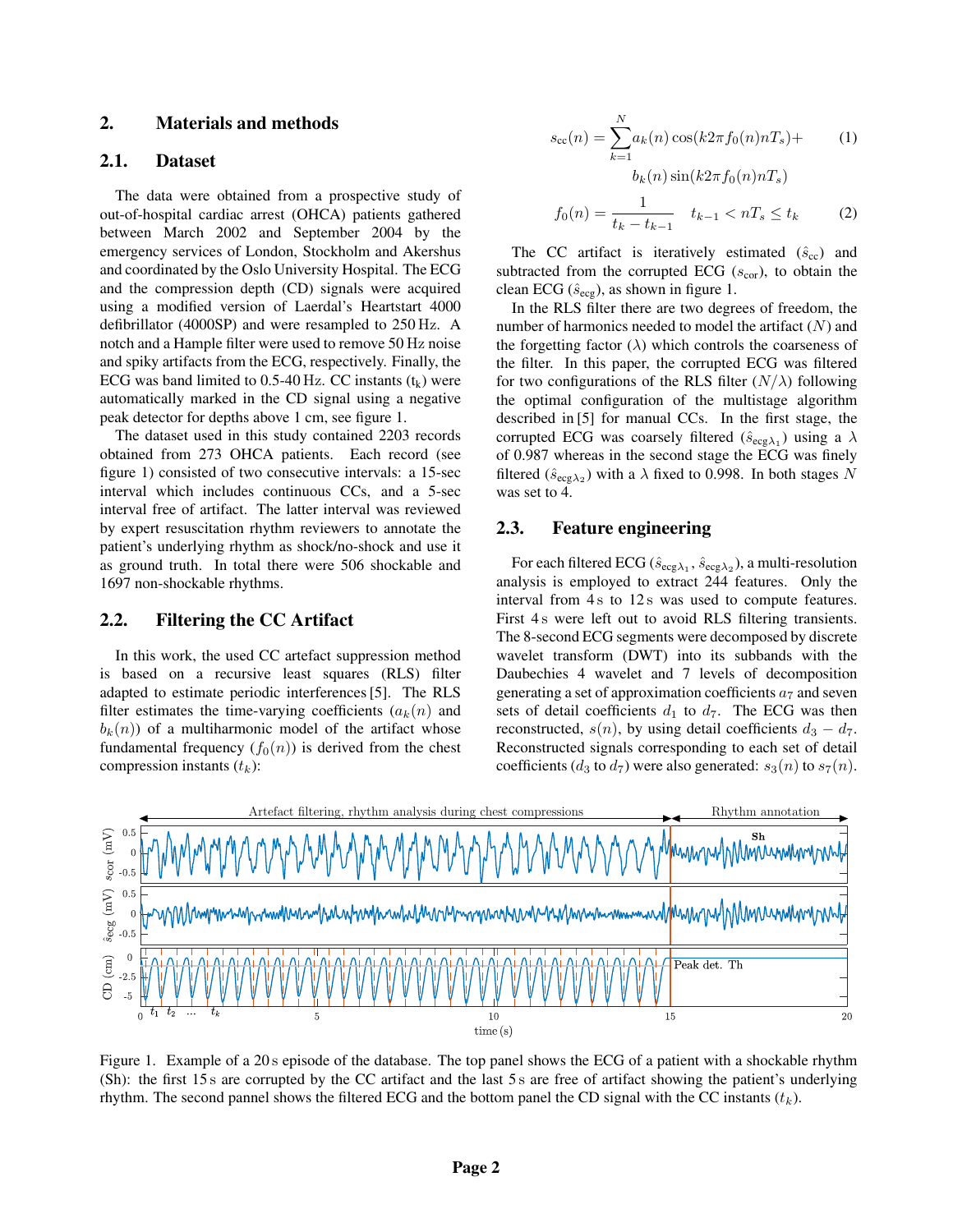## 2. Materials and methods

### 2.1. Dataset

The data were obtained from a prospective study of out-of-hospital cardiac arrest (OHCA) patients gathered between March 2002 and September 2004 by the emergency services of London, Stockholm and Akershus and coordinated by the Oslo University Hospital. The ECG and the compression depth (CD) signals were acquired using a modified version of Laerdal's Heartstart 4000 defibrillator (4000SP) and were resampled to 250 Hz. A notch and a Hample filter were used to remove 50 Hz noise and spiky artifacts from the ECG, respectively. Finally, the ECG was band limited to 0.5-40 Hz. CC instants ($t_k$) were automatically marked in the CD signal using a negative peak detector for depths above 1 cm, see figure 1.

The dataset used in this study contained 2203 records obtained from 273 OHCA patients. Each record (see figure 1) consisted of two consecutive intervals: a 15-sec interval which includes continuous CCs, and a 5-sec interval free of artifact. The latter interval was reviewed by expert resuscitation rhythm reviewers to annotate the patient's underlying rhythm as shock/no-shock and use it as ground truth. In total there were 506 shockable and 1697 non-shockable rhythms.

### 2.2. Filtering the CC Artifact

In this work, the used CC artefact suppression method is based on a recursive least squares (RLS) filter adapted to estimate periodic interferences [5]. The RLS filter estimates the time-varying coefficients ($a_k(n)$ and $b_k(n)$) of a multiharmonic model of the artifact whose fundamental frequency ($f_0(n)$) is derived from the chest compression instants ($t_k$):

$$s_{\mathrm{cc}}(n) = \sum_{k=1}^{N} a_k(n)\cos(k2\pi f_0(n)nT_s) + b_k(n)\sin(k2\pi f_0(n)nT_s) \quad (1)$$

$$f_0(n) = \frac{1}{t_k - t_{k-1}} \quad t_{k-1} < nT_s \leq t_k \quad (2)$$

The CC artifact is iteratively estimated ($\hat{s}_{\mathrm{cc}}$) and subtracted from the corrupted ECG ($s_{\mathrm{cor}}$), to obtain the clean ECG ($\hat{s}_{\mathrm{ecg}}$), as shown in figure 1.

In the RLS filter there are two degrees of freedom, the number of harmonics needed to model the artifact ($N$) and the forgetting factor ($\lambda$) which controls the coarseness of the filter. In this paper, the corrupted ECG was filtered for two configurations of the RLS filter ($N/\lambda$) following the optimal configuration of the multistage algorithm described in [5] for manual CCs. In the first stage, the corrupted ECG was coarsely filtered ($\hat{s}_{\mathrm{ecg}\lambda_1}$) using a $\lambda$ of 0.987 whereas in the second stage the ECG was finely filtered ($\hat{s}_{\mathrm{ecg}\lambda_2}$) with a $\lambda$ fixed to 0.998. In both stages $N$ was set to 4.

### 2.3. Feature engineering

For each filtered ECG ($\hat{s}_{\mathrm{ecg}\lambda_1}$, $\hat{s}_{\mathrm{ecg}\lambda_2}$), a multi-resolution analysis is employed to extract 244 features. Only the interval from 4 s to 12 s was used to compute features. First 4 s were left out to avoid RLS filtering transients. The 8-second ECG segments were decomposed by discrete wavelet transform (DWT) into its subbands with the Daubechies 4 wavelet and 7 levels of decomposition generating a set of approximation coefficients $a_7$ and seven sets of detail coefficients $d_1$ to $d_7$. The ECG was then reconstructed, $s(n)$, by using detail coefficients $d_3 - d_7$. Reconstructed signals corresponding to each set of detail coefficients ($d_3$ to $d_7$) were also generated: $s_3(n)$ to $s_7(n)$.

Figure 1. Example of a 20 s episode of the database. The top panel shows the ECG of a patient with a shockable rhythm (Sh): the first 15 s are corrupted by the CC artifact and the last 5 s are free of artifact showing the patient's underlying rhythm. The second pannel shows the filtered ECG and the bottom panel the CD signal with the CC instants ($t_k$).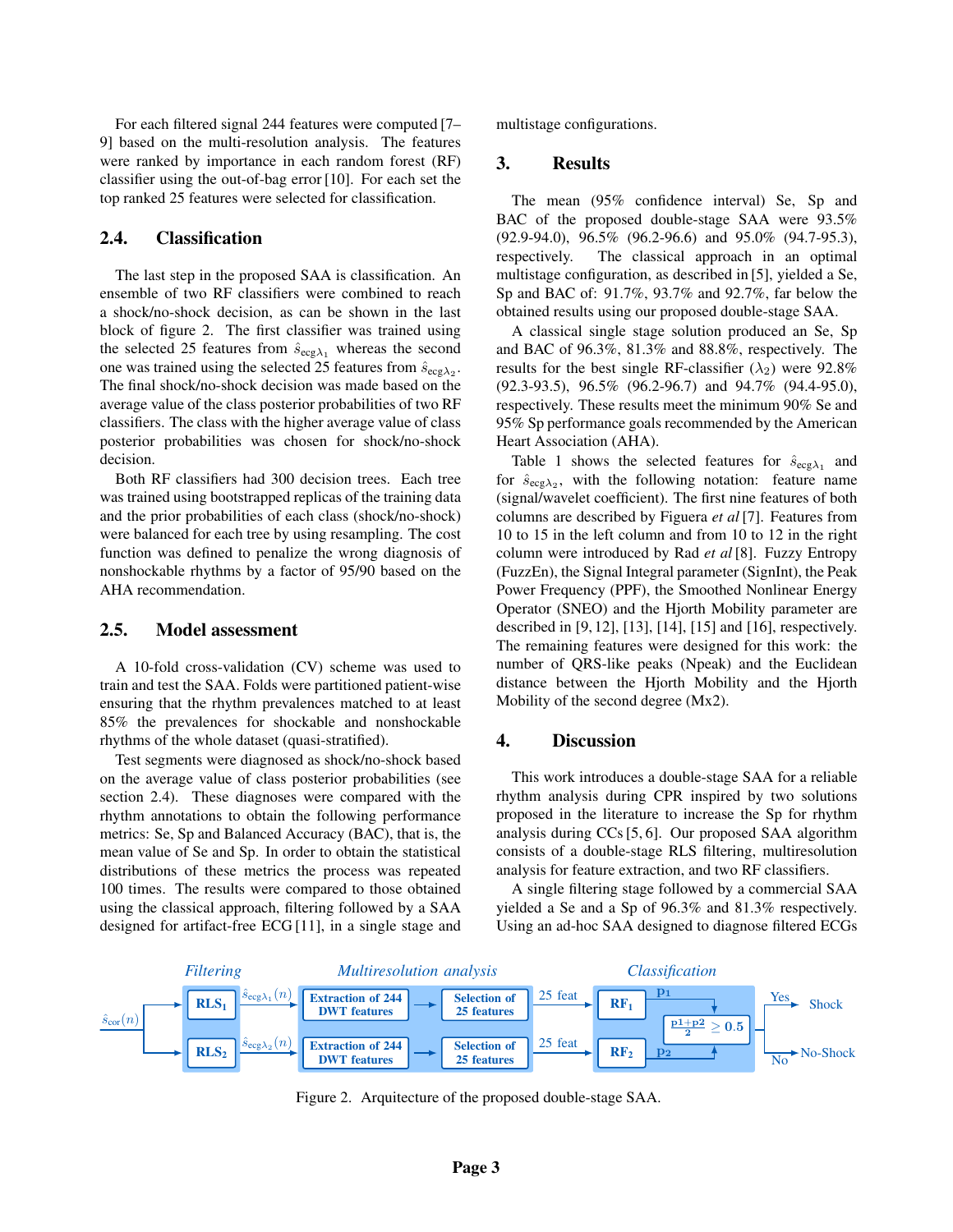For each filtered signal 244 features were computed [7–9] based on the multi-resolution analysis. The features were ranked by importance in each random forest (RF) classifier using the out-of-bag error [10]. For each set the top ranked 25 features were selected for classification.

## 2.4. Classification

The last step in the proposed SAA is classification. An ensemble of two RF classifiers were combined to reach a shock/no-shock decision, as can be shown in the last block of figure 2. The first classifier was trained using the selected 25 features from $\hat{s}_{\mathrm{ecg}\lambda_1}$ whereas the second one was trained using the selected 25 features from $\hat{s}_{\mathrm{ecg}\lambda_2}$. The final shock/no-shock decision was made based on the average value of the class posterior probabilities of two RF classifiers. The class with the higher average value of class posterior probabilities was chosen for shock/no-shock decision.

Both RF classifiers had 300 decision trees. Each tree was trained using bootstrapped replicas of the training data and the prior probabilities of each class (shock/no-shock) were balanced for each tree by using resampling. The cost function was defined to penalize the wrong diagnosis of nonshockable rhythms by a factor of 95/90 based on the AHA recommendation.

## 2.5. Model assessment

A 10-fold cross-validation (CV) scheme was used to train and test the SAA. Folds were partitioned patient-wise ensuring that the rhythm prevalences matched to at least 85% the prevalences for shockable and nonshockable rhythms of the whole dataset (quasi-stratified).

Test segments were diagnosed as shock/no-shock based on the average value of class posterior probabilities (see section 2.4). These diagnoses were compared with the rhythm annotations to obtain the following performance metrics: Se, Sp and Balanced Accuracy (BAC), that is, the mean value of Se and Sp. In order to obtain the statistical distributions of these metrics the process was repeated 100 times. The results were compared to those obtained using the classical approach, filtering followed by a SAA designed for artifact-free ECG [11], in a single stage and multistage configurations.

## 3. Results

The mean (95% confidence interval) Se, Sp and BAC of the proposed double-stage SAA were 93.5% (92.9-94.0), 96.5% (96.2-96.6) and 95.0% (94.7-95.3), respectively. The classical approach in an optimal multistage configuration, as described in [5], yielded a Se, Sp and BAC of: 91.7%, 93.7% and 92.7%, far below the obtained results using our proposed double-stage SAA.

A classical single stage solution produced an Se, Sp and BAC of 96.3%, 81.3% and 88.8%, respectively. The results for the best single RF-classifier ($\lambda_2$) were 92.8% (92.3-93.5), 96.5% (96.2-96.7) and 94.7% (94.4-95.0), respectively. These results meet the minimum 90% Se and 95% Sp performance goals recommended by the American Heart Association (AHA).

Table 1 shows the selected features for $\hat{s}_{\mathrm{ecg}\lambda_1}$ and for $\hat{s}_{\mathrm{ecg}\lambda_2}$, with the following notation: feature name (signal/wavelet coefficient). The first nine features of both columns are described by Figuera *et al* [7]. Features from 10 to 15 in the left column and from 10 to 12 in the right column were introduced by Rad *et al* [8]. Fuzzy Entropy (FuzzEn), the Signal Integral parameter (SignInt), the Peak Power Frequency (PPF), the Smoothed Nonlinear Energy Operator (SNEO) and the Hjorth Mobility parameter are described in [9, 12], [13], [14], [15] and [16], respectively. The remaining features were designed for this work: the number of QRS-like peaks (Npeak) and the Euclidean distance between the Hjorth Mobility and the Hjorth Mobility of the second degree (Mx2).

## 4. Discussion

This work introduces a double-stage SAA for a reliable rhythm analysis during CPR inspired by two solutions proposed in the literature to increase the Sp for rhythm analysis during CCs [5, 6]. Our proposed SAA algorithm consists of a double-stage RLS filtering, multiresolution analysis for feature extraction, and two RF classifiers.

A single filtering stage followed by a commercial SAA yielded a Se and a Sp of 96.3% and 81.3% respectively. Using an ad-hoc SAA designed to diagnose filtered ECGs

Figure 2. Arquitecture of the proposed double-stage SAA.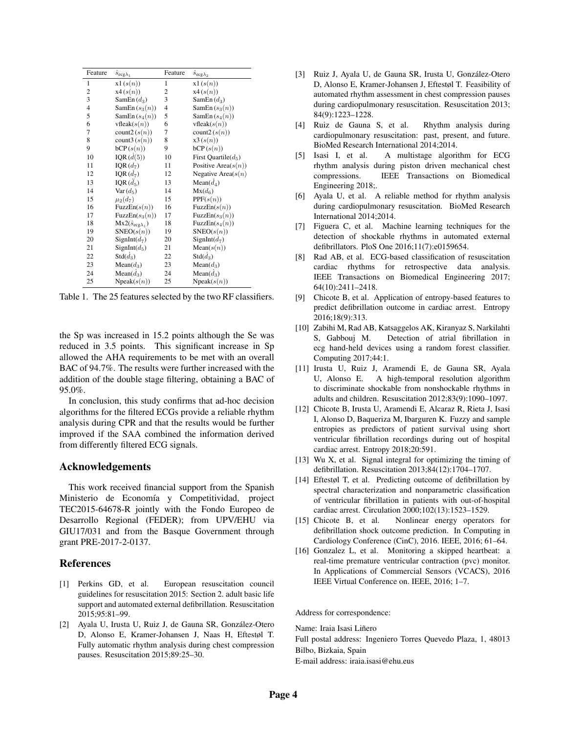| Feature | $\hat{s}_{ecg\lambda_1}$ | Feature | $\hat{s}_{ecg\lambda_2}$ |
|---|---|---|---|
| 1 | x1 $(s(n))$ | 1 | x1 $(s(n))$ |
| 2 | x4 $(s(n))$ | 2 | x4 $(s(n))$ |
| 3 | SamEn $(d_3)$ | 3 | SamEn $(d_3)$ |
| 4 | SamEn $(s_3(n))$ | 4 | SamEn $(s_3(n))$ |
| 5 | SamEn $(s_4(n))$ | 5 | SamEn $(s_4(n))$ |
| 6 | vfleak$(s(n))$ | 6 | vfleak$(s(n))$ |
| 7 | count2 $(s(n))$ | 7 | count2 $(s(n))$ |
| 8 | count3 $(s(n))$ | 8 | x3 $(s(n))$ |
| 9 | bCP $(s(n))$ | 9 | bCP $(s(n))$ |
| 10 | IQR $(\dot{d}(5))$ | 10 | First Quartile$(d_5)$ |
| 11 | IQR $(d_7)$ | 11 | Positive Area$(s(n))$ |
| 12 | IQR $(\dot{d}_7)$ | 12 | Negative Area$(s(n)$ |
| 13 | IQR $(\dot{d}_5)$ | 13 | Mean$(\dot{d}_4)$ |
| 14 | Var $(d_5)$ | 14 | Mx$(d_6)$ |
| 15 | $\mu_2(d_7)$ | 15 | PPF$(s(n))$ |
| 16 | FuzzEn$(s(n))$ | 16 | FuzzEn$(s(n))$ |
| 17 | FuzzEn$(s_3(n))$ | 17 | FuzzEn$(s_3(n))$ |
| 18 | Mx2$(\hat{s}_{ecg\lambda_1})$ | 18 | FuzzEn$(s_4(n))$ |
| 19 | SNEO$(s(n))$ | 19 | SNEO$(s(n))$ |
| 20 | SignInt$(d_7)$ | 20 | SignInt$(d_7)$ |
| 21 | SignInt$(d_5)$ | 21 | Mean$(s(n))$ |
| 22 | Std$(\dot{d}_3)$ | 22 | Std$(\dot{d}_3)$ |
| 23 | Mean$(d_3)$ | 23 | Mean$(d_3)$ |
| 24 | Mean$(\dot{d}_3)$ | 24 | Mean$(\dot{d}_3)$ |
| 25 | Npeak$(s(n))$ | 25 | Npeak$(s(n))$ |

Table 1. The 25 features selected by the two RF classifiers.

the Sp was increased in 15.2 points although the Se was reduced in 3.5 points. This significant increase in Sp allowed the AHA requirements to be met with an overall BAC of 94.7%. The results were further increased with the addition of the double stage filtering, obtaining a BAC of 95.0%.

In conclusion, this study confirms that ad-hoc decision algorithms for the filtered ECGs provide a reliable rhythm analysis during CPR and that the results would be further improved if the SAA combined the information derived from differently filtered ECG signals.

## Acknowledgements

This work received financial support from the Spanish Ministerio de Economía y Competitividad, project TEC2015-64678-R jointly with the Fondo Europeo de Desarrollo Regional (FEDER); from UPV/EHU via GIU17/031 and from the Basque Government through grant PRE-2017-2-0137.

## References

[1] Perkins GD, et al. European resuscitation council guidelines for resuscitation 2015: Section 2. adult basic life support and automated external defibrillation. Resuscitation 2015;95:81–99.

[2] Ayala U, Irusta U, Ruiz J, de Gauna SR, González-Otero D, Alonso E, Kramer-Johansen J, Naas H, Eftestøl T. Fully automatic rhythm analysis during chest compression pauses. Resuscitation 2015;89:25–30.

[3] Ruiz J, Ayala U, de Gauna SR, Irusta U, González-Otero D, Alonso E, Kramer-Johansen J, Eftestøl T. Feasibility of automated rhythm assessment in chest compression pauses during cardiopulmonary resuscitation. Resuscitation 2013; 84(9):1223–1228.

[4] Ruiz de Gauna S, et al. Rhythm analysis during cardiopulmonary resuscitation: past, present, and future. BioMed Research International 2014;2014.

[5] Isasi I, et al. A multistage algorithm for ECG rhythm analysis during piston driven mechanical chest compressions. IEEE Transactions on Biomedical Engineering 2018;.

[6] Ayala U, et al. A reliable method for rhythm analysis during cardiopulmonary resuscitation. BioMed Research International 2014;2014.

[7] Figuera C, et al. Machine learning techniques for the detection of shockable rhythms in automated external defibrillators. PloS One 2016;11(7):e0159654.

[8] Rad AB, et al. ECG-based classification of resuscitation cardiac rhythms for retrospective data analysis. IEEE Transactions on Biomedical Engineering 2017; 64(10):2411–2418.

[9] Chicote B, et al. Application of entropy-based features to predict defibrillation outcome in cardiac arrest. Entropy 2016;18(9):313.

[10] Zabihi M, Rad AB, Katsaggelos AK, Kiranyaz S, Narkilahti S, Gabbouj M. Detection of atrial fibrillation in ecg hand-held devices using a random forest classifier. Computing 2017;44:1.

[11] Irusta U, Ruiz J, Aramendi E, de Gauna SR, Ayala U, Alonso E. A high-temporal resolution algorithm to discriminate shockable from nonshockable rhythms in adults and children. Resuscitation 2012;83(9):1090–1097.

[12] Chicote B, Irusta U, Aramendi E, Alcaraz R, Rieta J, Isasi I, Alonso D, Baqueriza M, Ibarguren K. Fuzzy and sample entropies as predictors of patient survival using short ventricular fibrillation recordings during out of hospital cardiac arrest. Entropy 2018;20:591.

[13] Wu X, et al. Signal integral for optimizing the timing of defibrillation. Resuscitation 2013;84(12):1704–1707.

[14] Eftestøl T, et al. Predicting outcome of defibrillation by spectral characterization and nonparametric classification of ventricular fibrillation in patients with out-of-hospital cardiac arrest. Circulation 2000;102(13):1523–1529.

[15] Chicote B, et al. Nonlinear energy operators for defibrillation shock outcome prediction. In Computing in Cardiology Conference (CinC), 2016. IEEE, 2016; 61–64.

[16] Gonzalez L, et al. Monitoring a skipped heartbeat: a real-time premature ventricular contraction (pvc) monitor. In Applications of Commercial Sensors (VCACS), 2016 IEEE Virtual Conference on. IEEE, 2016; 1–7.

Address for correspondence:

Name: Iraia Isasi Liñero

Full postal address: Ingeniero Torres Quevedo Plaza, 1, 48013 Bilbo, Bizkaia, Spain

E-mail address: iraia.isasi@ehu.eus